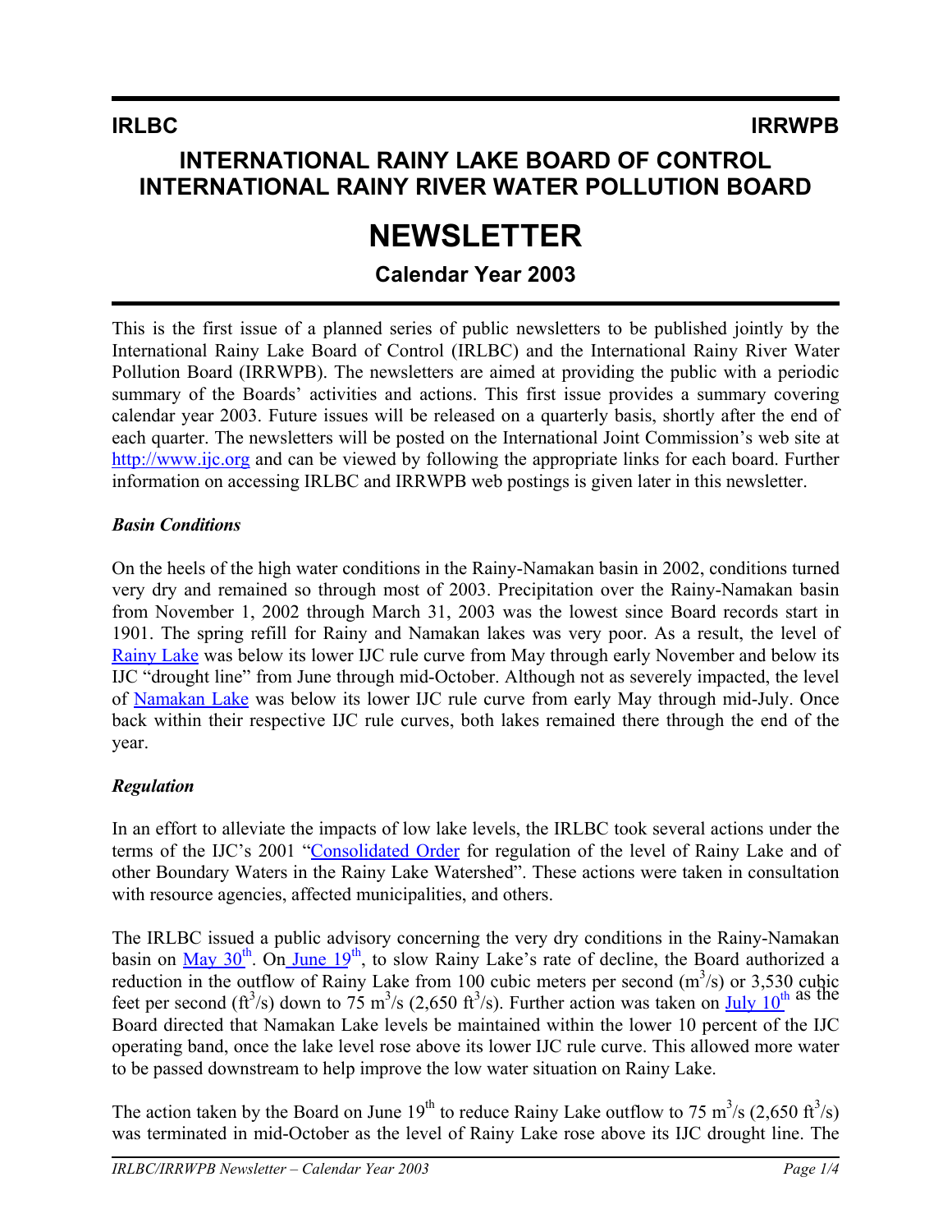**IRLBC** **IRRWPB**

# INTERNATIONAL RAINY LAKE BOARD OF CONTROL
# INTERNATIONAL RAINY RIVER WATER POLLUTION BOARD

# NEWSLETTER

## Calendar Year 2003

This is the first issue of a planned series of public newsletters to be published jointly by the International Rainy Lake Board of Control (IRLBC) and the International Rainy River Water Pollution Board (IRRWPB). The newsletters are aimed at providing the public with a periodic summary of the Boards' activities and actions. This first issue provides a summary covering calendar year 2003. Future issues will be released on a quarterly basis, shortly after the end of each quarter. The newsletters will be posted on the International Joint Commission's web site at http://www.ijc.org and can be viewed by following the appropriate links for each board. Further information on accessing IRLBC and IRRWPB web postings is given later in this newsletter.

### *Basin Conditions*

On the heels of the high water conditions in the Rainy-Namakan basin in 2002, conditions turned very dry and remained so through most of 2003. Precipitation over the Rainy-Namakan basin from November 1, 2002 through March 31, 2003 was the lowest since Board records start in 1901. The spring refill for Rainy and Namakan lakes was very poor. As a result, the level of Rainy Lake was below its lower IJC rule curve from May through early November and below its IJC "drought line" from June through mid-October. Although not as severely impacted, the level of Namakan Lake was below its lower IJC rule curve from early May through mid-July. Once back within their respective IJC rule curves, both lakes remained there through the end of the year.

### *Regulation*

In an effort to alleviate the impacts of low lake levels, the IRLBC took several actions under the terms of the IJC's 2001 "Consolidated Order for regulation of the level of Rainy Lake and of other Boundary Waters in the Rainy Lake Watershed". These actions were taken in consultation with resource agencies, affected municipalities, and others.

The IRLBC issued a public advisory concerning the very dry conditions in the Rainy-Namakan basin on May 30th. On June 19th, to slow Rainy Lake's rate of decline, the Board authorized a reduction in the outflow of Rainy Lake from 100 cubic meters per second ($m^3/s$) or 3,530 cubic feet per second ($ft^3/s$) down to 75 $m^3/s$ (2,650 $ft^3/s$). Further action was taken on July 10th as the Board directed that Namakan Lake levels be maintained within the lower 10 percent of the IJC operating band, once the lake level rose above its lower IJC rule curve. This allowed more water to be passed downstream to help improve the low water situation on Rainy Lake.

The action taken by the Board on June 19th to reduce Rainy Lake outflow to 75 $m^3/s$ (2,650 $ft^3/s$) was terminated in mid-October as the level of Rainy Lake rose above its IJC drought line. The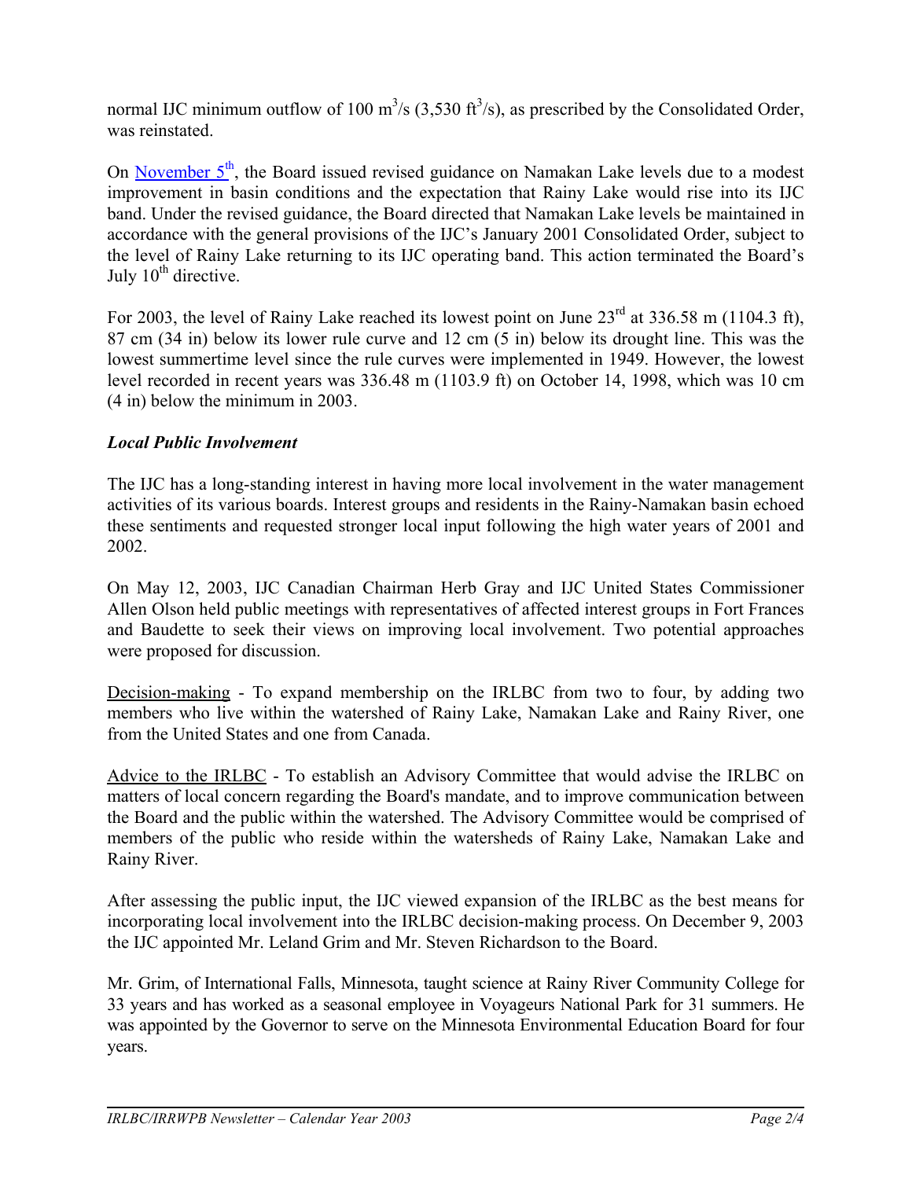normal IJC minimum outflow of 100 $m^3/s$ (3,530 $ft^3/s$), as prescribed by the Consolidated Order, was reinstated.

On November 5th, the Board issued revised guidance on Namakan Lake levels due to a modest improvement in basin conditions and the expectation that Rainy Lake would rise into its IJC band. Under the revised guidance, the Board directed that Namakan Lake levels be maintained in accordance with the general provisions of the IJC's January 2001 Consolidated Order, subject to the level of Rainy Lake returning to its IJC operating band. This action terminated the Board's July 10th directive.

For 2003, the level of Rainy Lake reached its lowest point on June 23rd at 336.58 m (1104.3 ft), 87 cm (34 in) below its lower rule curve and 12 cm (5 in) below its drought line. This was the lowest summertime level since the rule curves were implemented in 1949. However, the lowest level recorded in recent years was 336.48 m (1103.9 ft) on October 14, 1998, which was 10 cm (4 in) below the minimum in 2003.

### *Local Public Involvement*

The IJC has a long-standing interest in having more local involvement in the water management activities of its various boards. Interest groups and residents in the Rainy-Namakan basin echoed these sentiments and requested stronger local input following the high water years of 2001 and 2002.

On May 12, 2003, IJC Canadian Chairman Herb Gray and IJC United States Commissioner Allen Olson held public meetings with representatives of affected interest groups in Fort Frances and Baudette to seek their views on improving local involvement. Two potential approaches were proposed for discussion.

Decision-making - To expand membership on the IRLBC from two to four, by adding two members who live within the watershed of Rainy Lake, Namakan Lake and Rainy River, one from the United States and one from Canada.

Advice to the IRLBC - To establish an Advisory Committee that would advise the IRLBC on matters of local concern regarding the Board's mandate, and to improve communication between the Board and the public within the watershed. The Advisory Committee would be comprised of members of the public who reside within the watersheds of Rainy Lake, Namakan Lake and Rainy River.

After assessing the public input, the IJC viewed expansion of the IRLBC as the best means for incorporating local involvement into the IRLBC decision-making process. On December 9, 2003 the IJC appointed Mr. Leland Grim and Mr. Steven Richardson to the Board.

Mr. Grim, of International Falls, Minnesota, taught science at Rainy River Community College for 33 years and has worked as a seasonal employee in Voyageurs National Park for 31 summers. He was appointed by the Governor to serve on the Minnesota Environmental Education Board for four years.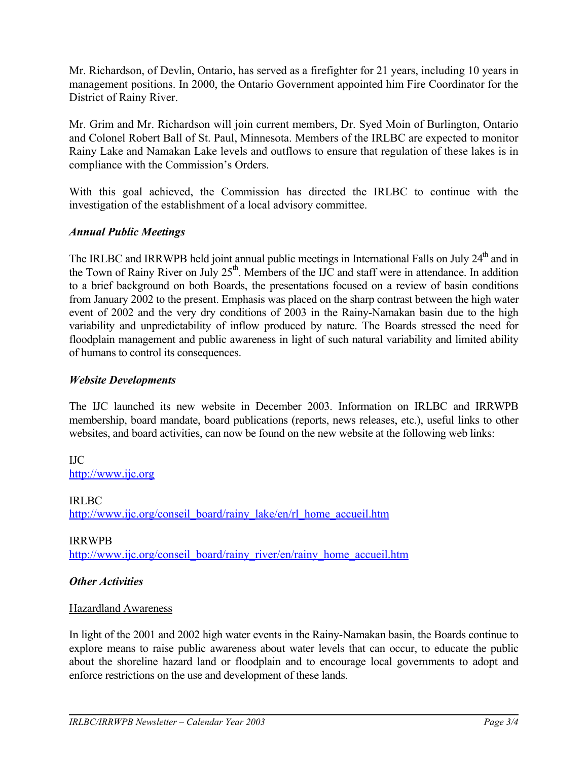Mr. Richardson, of Devlin, Ontario, has served as a firefighter for 21 years, including 10 years in management positions. In 2000, the Ontario Government appointed him Fire Coordinator for the District of Rainy River.

Mr. Grim and Mr. Richardson will join current members, Dr. Syed Moin of Burlington, Ontario and Colonel Robert Ball of St. Paul, Minnesota. Members of the IRLBC are expected to monitor Rainy Lake and Namakan Lake levels and outflows to ensure that regulation of these lakes is in compliance with the Commission's Orders.

With this goal achieved, the Commission has directed the IRLBC to continue with the investigation of the establishment of a local advisory committee.

### *Annual Public Meetings*

The IRLBC and IRRWPB held joint annual public meetings in International Falls on July 24th and in the Town of Rainy River on July 25th. Members of the IJC and staff were in attendance. In addition to a brief background on both Boards, the presentations focused on a review of basin conditions from January 2002 to the present. Emphasis was placed on the sharp contrast between the high water event of 2002 and the very dry conditions of 2003 in the Rainy-Namakan basin due to the high variability and unpredictability of inflow produced by nature. The Boards stressed the need for floodplain management and public awareness in light of such natural variability and limited ability of humans to control its consequences.

### *Website Developments*

The IJC launched its new website in December 2003. Information on IRLBC and IRRWPB membership, board mandate, board publications (reports, news releases, etc.), useful links to other websites, and board activities, can now be found on the new website at the following web links:

IJC
http://www.ijc.org

IRLBC
http://www.ijc.org/conseil_board/rainy_lake/en/rl_home_accueil.htm

IRRWPB
http://www.ijc.org/conseil_board/rainy_river/en/rainy_home_accueil.htm

### *Other Activities*

Hazardland Awareness

In light of the 2001 and 2002 high water events in the Rainy-Namakan basin, the Boards continue to explore means to raise public awareness about water levels that can occur, to educate the public about the shoreline hazard land or floodplain and to encourage local governments to adopt and enforce restrictions on the use and development of these lands.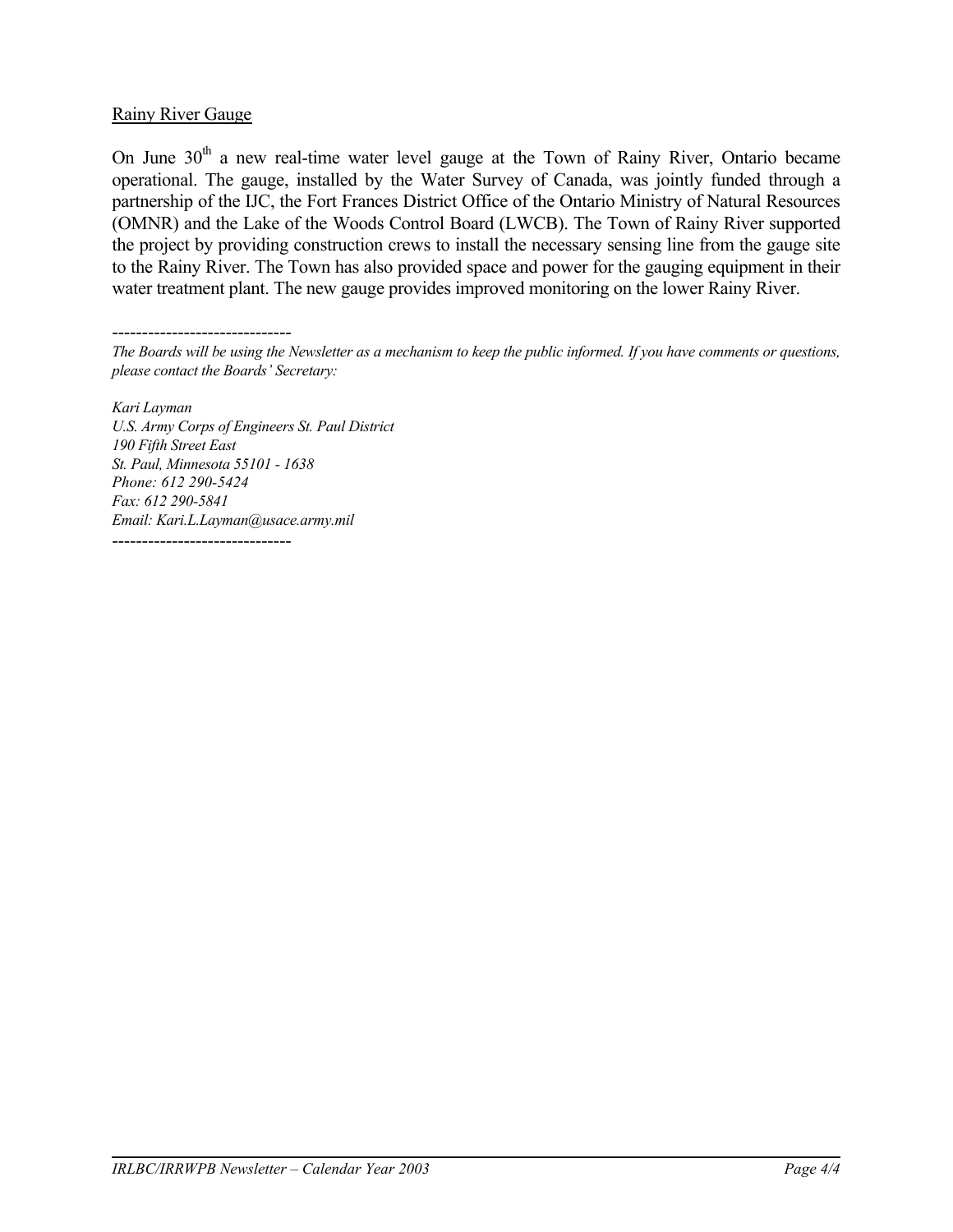Rainy River Gauge

On June 30th a new real-time water level gauge at the Town of Rainy River, Ontario became operational. The gauge, installed by the Water Survey of Canada, was jointly funded through a partnership of the IJC, the Fort Frances District Office of the Ontario Ministry of Natural Resources (OMNR) and the Lake of the Woods Control Board (LWCB). The Town of Rainy River supported the project by providing construction crews to install the necessary sensing line from the gauge site to the Rainy River. The Town has also provided space and power for the gauging equipment in their water treatment plant. The new gauge provides improved monitoring on the lower Rainy River.

------------------------------

*The Boards will be using the Newsletter as a mechanism to keep the public informed. If you have comments or questions, please contact the Boards' Secretary:*

*Kari Layman*
*U.S. Army Corps of Engineers St. Paul District*
*190 Fifth Street East*
*St. Paul, Minnesota 55101 - 1638*
*Phone: 612 290-5424*
*Fax: 612 290-5841*
*Email: Kari.L.Layman@usace.army.mil*

------------------------------